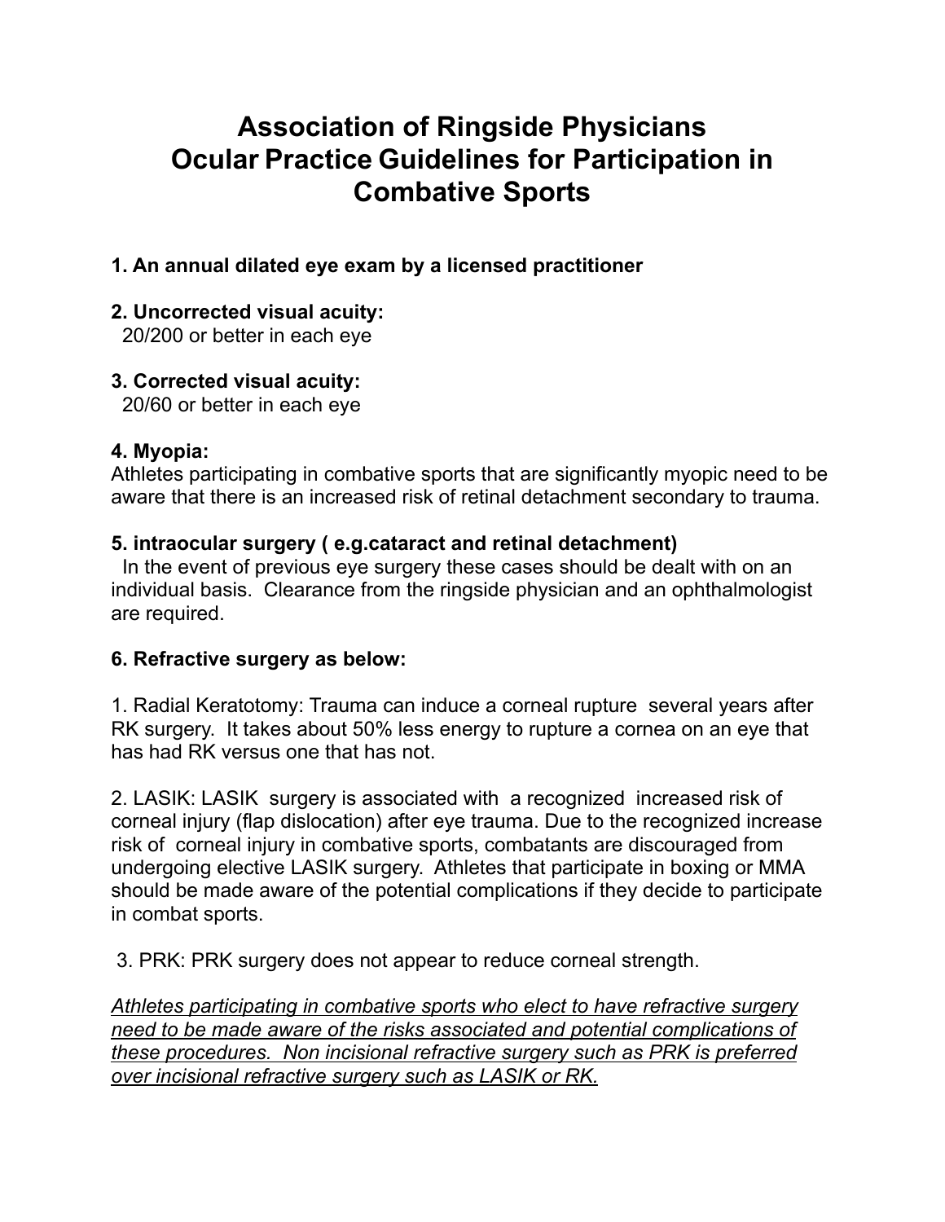# Association of Ringside Physicians Ocular Practice Guidelines for Participation in Combative Sports

**1. An annual dilated eye exam by a licensed practitioner**

**2. Uncorrected visual acuity:**
20/200 or better in each eye

**3. Corrected visual acuity:**
20/60 or better in each eye

**4. Myopia:**
Athletes participating in combative sports that are significantly myopic need to be aware that there is an increased risk of retinal detachment secondary to trauma.

**5. intraocular surgery ( e.g.cataract and retinal detachment)**
In the event of previous eye surgery these cases should be dealt with on an individual basis. Clearance from the ringside physician and an ophthalmologist are required.

**6. Refractive surgery as below:**

1. Radial Keratotomy: Trauma can induce a corneal rupture several years after RK surgery. It takes about 50% less energy to rupture a cornea on an eye that has had RK versus one that has not.

2. LASIK: LASIK surgery is associated with a recognized increased risk of corneal injury (flap dislocation) after eye trauma. Due to the recognized increase risk of corneal injury in combative sports, combatants are discouraged from undergoing elective LASIK surgery. Athletes that participate in boxing or MMA should be made aware of the potential complications if they decide to participate in combat sports.

3. PRK: PRK surgery does not appear to reduce corneal strength.

<u>*Athletes participating in combative sports who elect to have refractive surgery need to be made aware of the risks associated and potential complications of these procedures. Non incisional refractive surgery such as PRK is preferred over incisional refractive surgery such as LASIK or RK.*</u>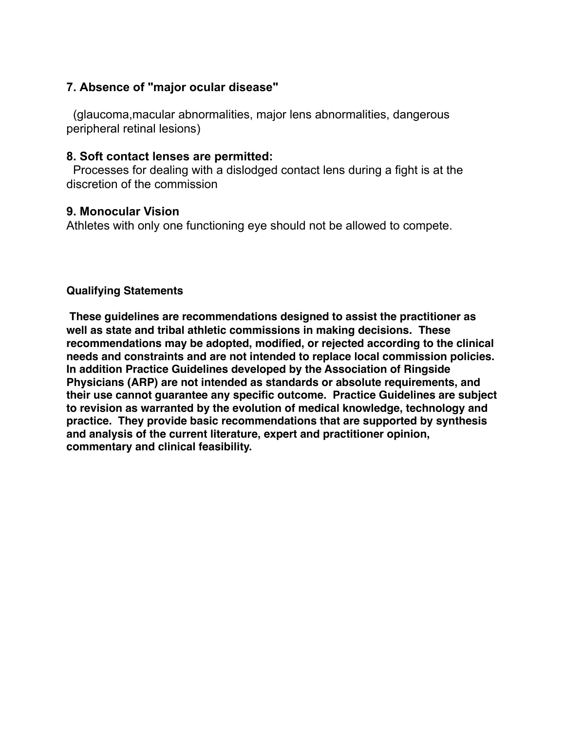### 7. Absence of "major ocular disease"

(glaucoma,macular abnormalities, major lens abnormalities, dangerous peripheral retinal lesions)

### 8. Soft contact lenses are permitted:

Processes for dealing with a dislodged contact lens during a fight is at the discretion of the commission

### 9. Monocular Vision

Athletes with only one functioning eye should not be allowed to compete.

#### Qualifying Statements

**These guidelines are recommendations designed to assist the practitioner as well as state and tribal athletic commissions in making decisions.  These recommendations may be adopted, modified, or rejected according to the clinical needs and constraints and are not intended to replace local commission policies.  In addition Practice Guidelines developed by the Association of Ringside Physicians (ARP) are not intended as standards or absolute requirements, and their use cannot guarantee any specific outcome.  Practice Guidelines are subject to revision as warranted by the evolution of medical knowledge, technology and practice.  They provide basic recommendations that are supported by synthesis and analysis of the current literature, expert and practitioner opinion, commentary and clinical feasibility.**